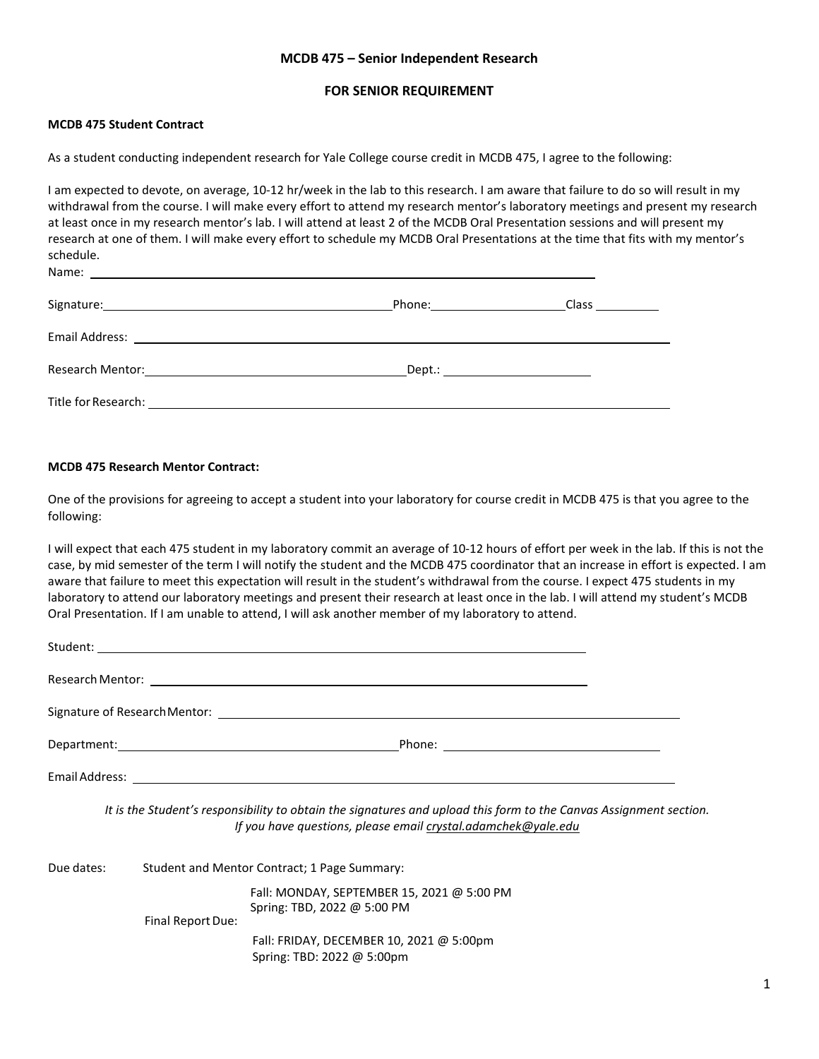# MCDB 475 – Senior Independent Research

## FOR SENIOR REQUIREMENT

**MCDB 475 Student Contract**

As a student conducting independent research for Yale College course credit in MCDB 475, I agree to the following:

I am expected to devote, on average, 10-12 hr/week in the lab to this research. I am aware that failure to do so will result in my withdrawal from the course. I will make every effort to attend my research mentor's laboratory meetings and present my research at least once in my research mentor's lab. I will attend at least 2 of the MCDB Oral Presentation sessions and will present my research at one of them. I will make every effort to schedule my MCDB Oral Presentations at the time that fits with my mentor's schedule.

Name: ______________________________________________

Signature: ______________________________ Phone: ________________ Class ________

Email Address: ______________________________________________

Research Mentor: ______________________________ Dept.: ________________

Title for Research: ______________________________________________

**MCDB 475 Research Mentor Contract:**

One of the provisions for agreeing to accept a student into your laboratory for course credit in MCDB 475 is that you agree to the following:

I will expect that each 475 student in my laboratory commit an average of 10-12 hours of effort per week in the lab. If this is not the case, by mid semester of the term I will notify the student and the MCDB 475 coordinator that an increase in effort is expected. I am aware that failure to meet this expectation will result in the student's withdrawal from the course. I expect 475 students in my laboratory to attend our laboratory meetings and present their research at least once in the lab. I will attend my student's MCDB Oral Presentation. If I am unable to attend, I will ask another member of my laboratory to attend.

Student: ______________________________________________

Research Mentor: ______________________________________________

Signature of Research Mentor: ______________________________________________

Department: ______________________________ Phone: ________________

Email Address: ______________________________________________

*It is the Student's responsibility to obtain the signatures and upload this form to the Canvas Assignment section.*
*If you have questions, please email crystal.adamchek@yale.edu*

Due dates: Student and Mentor Contract; 1 Page Summary:

Fall: MONDAY, SEPTEMBER 15, 2021 @ 5:00 PM
Spring: TBD, 2022 @ 5:00 PM

Final Report Due:

Fall: FRIDAY, DECEMBER 10, 2021 @ 5:00pm
Spring: TBD: 2022 @ 5:00pm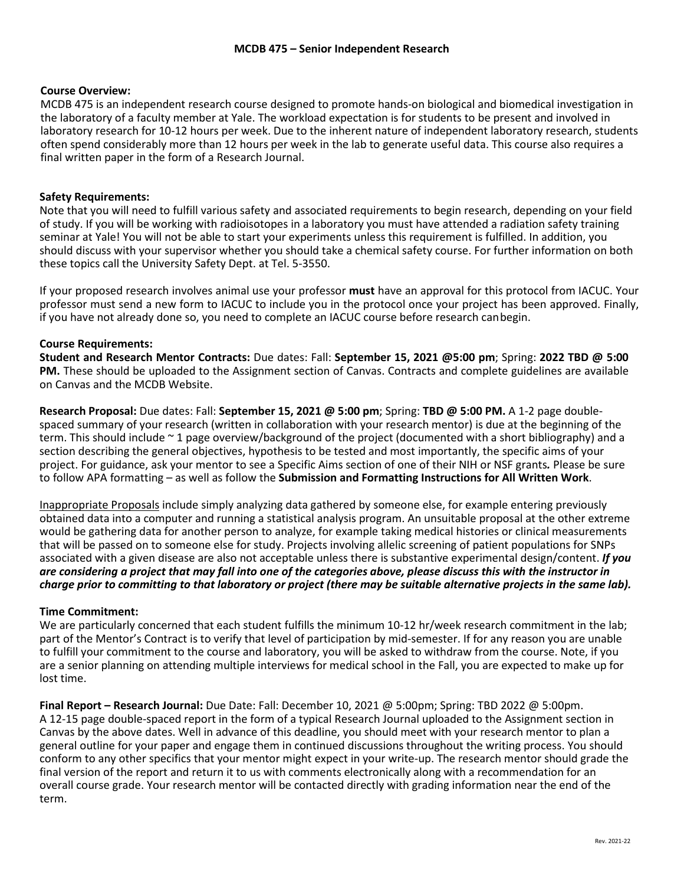## MCDB 475 – Senior Independent Research

**Course Overview:**
MCDB 475 is an independent research course designed to promote hands-on biological and biomedical investigation in the laboratory of a faculty member at Yale. The workload expectation is for students to be present and involved in laboratory research for 10-12 hours per week. Due to the inherent nature of independent laboratory research, students often spend considerably more than 12 hours per week in the lab to generate useful data. This course also requires a final written paper in the form of a Research Journal.

**Safety Requirements:**
Note that you will need to fulfill various safety and associated requirements to begin research, depending on your field of study. If you will be working with radioisotopes in a laboratory you must have attended a radiation safety training seminar at Yale! You will not be able to start your experiments unless this requirement is fulfilled. In addition, you should discuss with your supervisor whether you should take a chemical safety course. For further information on both these topics call the University Safety Dept. at Tel. 5-3550.

If your proposed research involves animal use your professor **must** have an approval for this protocol from IACUC. Your professor must send a new form to IACUC to include you in the protocol once your project has been approved. Finally, if you have not already done so, you need to complete an IACUC course before research can begin.

**Course Requirements:**
**Student and Research Mentor Contracts:** Due dates: Fall: **September 15, 2021 @5:00 pm**; Spring: **2022 TBD @ 5:00 PM.** These should be uploaded to the Assignment section of Canvas. Contracts and complete guidelines are available on Canvas and the MCDB Website.

**Research Proposal:** Due dates: Fall: **September 15, 2021 @ 5:00 pm**; Spring: **TBD @ 5:00 PM.** A 1-2 page double-spaced summary of your research (written in collaboration with your research mentor) is due at the beginning of the term. This should include ~ 1 page overview/background of the project (documented with a short bibliography) and a section describing the general objectives, hypothesis to be tested and most importantly, the specific aims of your project. For guidance, ask your mentor to see a Specific Aims section of one of their NIH or NSF grants**.** Please be sure to follow APA formatting – as well as follow the **Submission and Formatting Instructions for All Written Work**.

Inappropriate Proposals include simply analyzing data gathered by someone else, for example entering previously obtained data into a computer and running a statistical analysis program. An unsuitable proposal at the other extreme would be gathering data for another person to analyze, for example taking medical histories or clinical measurements that will be passed on to someone else for study. Projects involving allelic screening of patient populations for SNPs associated with a given disease are also not acceptable unless there is substantive experimental design/content. ***If you are considering a project that may fall into one of the categories above, please discuss this with the instructor in charge prior to committing to that laboratory or project (there may be suitable alternative projects in the same lab).***

**Time Commitment:**
We are particularly concerned that each student fulfills the minimum 10-12 hr/week research commitment in the lab; part of the Mentor's Contract is to verify that level of participation by mid-semester. If for any reason you are unable to fulfill your commitment to the course and laboratory, you will be asked to withdraw from the course. Note, if you are a senior planning on attending multiple interviews for medical school in the Fall, you are expected to make up for lost time.

**Final Report – Research Journal:** Due Date: Fall: December 10, 2021 @ 5:00pm; Spring: TBD 2022 @ 5:00pm.
A 12-15 page double-spaced report in the form of a typical Research Journal uploaded to the Assignment section in Canvas by the above dates. Well in advance of this deadline, you should meet with your research mentor to plan a general outline for your paper and engage them in continued discussions throughout the writing process. You should conform to any other specifics that your mentor might expect in your write-up. The research mentor should grade the final version of the report and return it to us with comments electronically along with a recommendation for an overall course grade. Your research mentor will be contacted directly with grading information near the end of the term.

Rev. 2021-22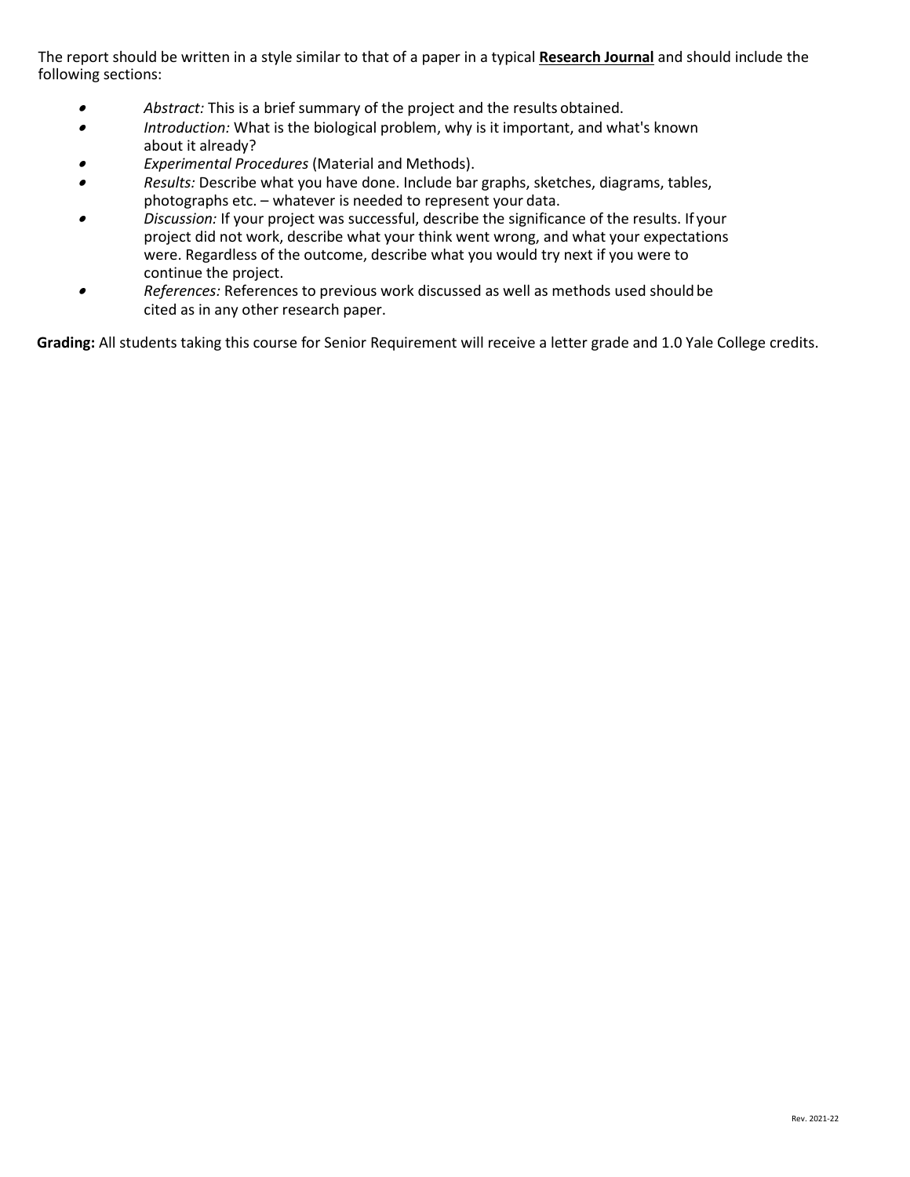The report should be written in a style similar to that of a paper in a typical **Research Journal** and should include the following sections:

- *Abstract:* This is a brief summary of the project and the results obtained.
- *Introduction:* What is the biological problem, why is it important, and what's known about it already?
- *Experimental Procedures* (Material and Methods).
- *Results:* Describe what you have done. Include bar graphs, sketches, diagrams, tables, photographs etc. – whatever is needed to represent your data.
- *Discussion:* If your project was successful, describe the significance of the results. If your project did not work, describe what your think went wrong, and what your expectations were. Regardless of the outcome, describe what you would try next if you were to continue the project.
- *References:* References to previous work discussed as well as methods used should be cited as in any other research paper.

**Grading:** All students taking this course for Senior Requirement will receive a letter grade and 1.0 Yale College credits.

Rev. 2021-22